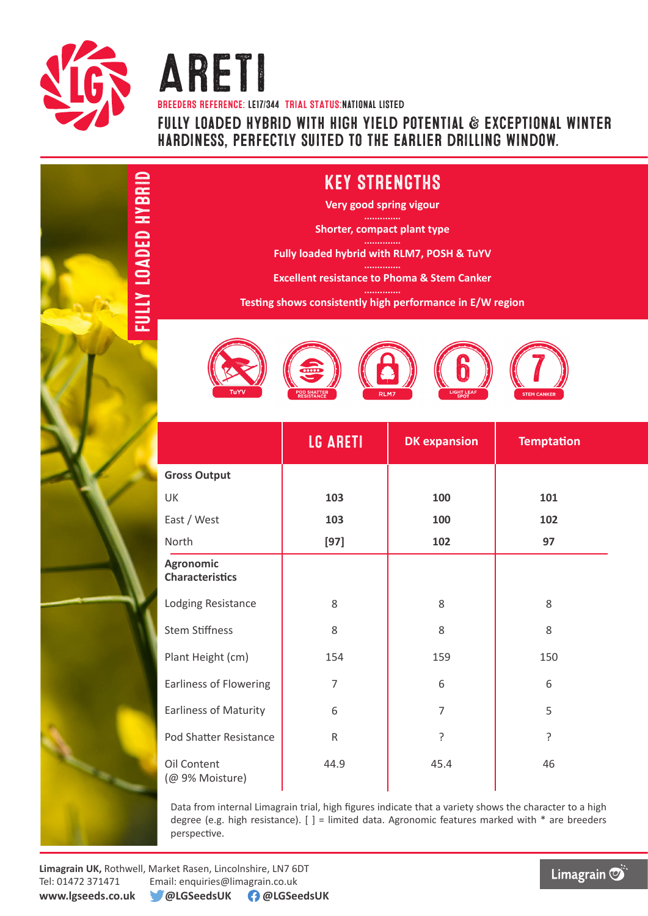# ARETI

**BREEDERS REFERENCE:** LE17/344 **TRIAL STATUS:** NATIONAL LISTED

## FULLY LOADED HYBRID WITH HIGH YIELD POTENTIAL & EXCEPTIONAL WINTER HARDINESS, PERFECTLY SUITED TO THE EARLIER DRILLING WINDOW.

FULLY LOADED HYBRID

## KEY STRENGTHS

**Very good spring vigour**

**Shorter, compact plant type**

**Fully loaded hybrid with RLM7, POSH & TuYV**

**Excellent resistance to Phoma & Stem Canker**

**Testing shows consistently high performance in E/W region**

TuYV | POD SHATTER RESISTANCE | RLM7 | 6 LIGHT LEAF SPOT | 7 STEM CANKER

| | LG ARETI | DK expansion | Temptation |
|---|---|---|---|
| **Gross Output** | | | |
| UK | **103** | **100** | **101** |
| East / West | **103** | **100** | **102** |
| North | **[97]** | **102** | **97** |
| **Agronomic Characteristics** | | | |
| Lodging Resistance | 8 | 8 | 8 |
| Stem Stiffness | 8 | 8 | 8 |
| Plant Height (cm) | 154 | 159 | 150 |
| Earliness of Flowering | 7 | 6 | 6 |
| Earliness of Maturity | 6 | 7 | 5 |
| Pod Shatter Resistance | R | ? | ? |
| Oil Content (@ 9% Moisture) | 44.9 | 45.4 | 46 |

Data from internal Limagrain trial, high figures indicate that a variety shows the character to a high degree (e.g. high resistance). [ ] = limited data. Agronomic features marked with * are breeders perspective.

**Limagrain UK,** Rothwell, Market Rasen, Lincolnshire, LN7 6DT
Tel: 01472 371471 Email: enquiries@limagrain.co.uk
**www.lgseeds.co.uk** **@LGSeedsUK** **@LGSeedsUK**

Limagrain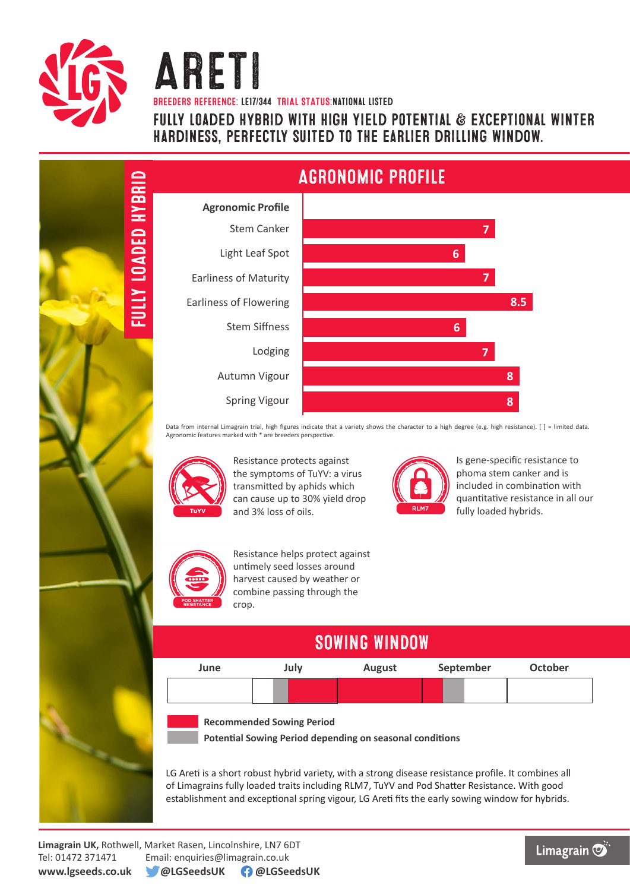# ARETI

**BREEDERS REFERENCE:** LE17/344 **TRIAL STATUS:** NATIONAL LISTED

## FULLY LOADED HYBRID WITH HIGH YIELD POTENTIAL & EXCEPTIONAL WINTER HARDINESS, PERFECTLY SUITED TO THE EARLIER DRILLING WINDOW.

FULLY LOADED HYBRID

## AGRONOMIC PROFILE

**Agronomic Profile**

Stem Canker 7

Light Leaf Spot 6

Earliness of Maturity 7

Earliness of Flowering 8.5

Stem Siffness 6

Lodging 7

Autumn Vigour 8

Spring Vigour 8

Data from internal Limagrain trial, high figures indicate that a variety shows the character to a high degree (e.g. high resistance). [ ] = limited data. Agronomic features marked with * are breeders perspective.

TuYV

Resistance protects against the symptoms of TuYV: a virus transmitted by aphids which can cause up to 30% yield drop and 3% loss of oils.

RLM7

Is gene-specific resistance to phoma stem canker and is included in combination with quantitative resistance in all our fully loaded hybrids.

POD SHATTER RESISTANCE

Resistance helps protect against untimely seed losses around harvest caused by weather or combine passing through the crop.

## SOWING WINDOW

June

July

August

September

October

Recommended Sowing Period

Potential Sowing Period depending on seasonal conditions

LG Areti is a short robust hybrid variety, with a strong disease resistance profile. It combines all of Limagrains fully loaded traits including RLM7, TuYV and Pod Shatter Resistance. With good establishment and exceptional spring vigour, LG Areti fits the early sowing window for hybrids.

**Limagrain UK,** Rothwell, Market Rasen, Lincolnshire, LN7 6DT
Tel: 01472 371471 Email: enquiries@limagrain.co.uk
**www.lgseeds.co.uk** **@LGSeedsUK** **@LGSeedsUK**

Limagrain